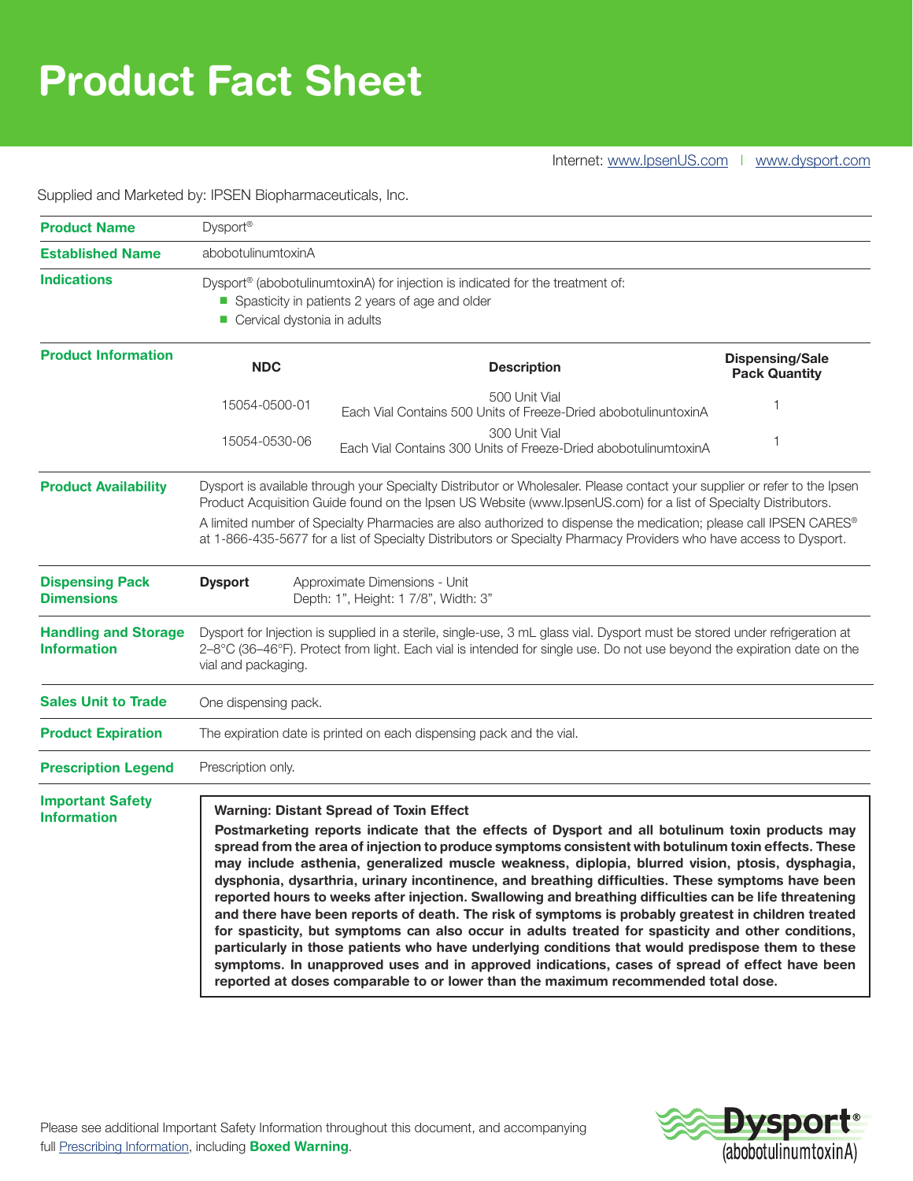# Product Fact Sheet

Internet: www.IpsenUS.com | www.dysport.com

Supplied and Marketed by: IPSEN Biopharmaceuticals, Inc.

**Product Name**

Dysport®

**Established Name**

abobotulinumtoxinA

**Indications**

Dysport® (abobotulinumtoxinA) for injection is indicated for the treatment of:

- Spasticity in patients 2 years of age and older
- Cervical dystonia in adults

**Product Information**

| NDC | Description | Dispensing/Sale Pack Quantity |
|---|---|---|
| 15054-0500-01 | 500 Unit Vial<br>Each Vial Contains 500 Units of Freeze-Dried abobotulinuntoxinA | 1 |
| 15054-0530-06 | 300 Unit Vial<br>Each Vial Contains 300 Units of Freeze-Dried abobotulinumtoxinA | 1 |

**Product Availability**

Dysport is available through your Specialty Distributor or Wholesaler. Please contact your supplier or refer to the Ipsen Product Acquisition Guide found on the Ipsen US Website (www.IpsenUS.com) for a list of Specialty Distributors.

A limited number of Specialty Pharmacies are also authorized to dispense the medication; please call IPSEN CARES® at 1-866-435-5677 for a list of Specialty Distributors or Specialty Pharmacy Providers who have access to Dysport.

**Dispensing Pack Dimensions**

**Dysport** — Approximate Dimensions - Unit
Depth: 1", Height: 1 7/8", Width: 3"

**Handling and Storage Information**

Dysport for Injection is supplied in a sterile, single-use, 3 mL glass vial. Dysport must be stored under refrigeration at 2–8°C (36–46°F). Protect from light. Each vial is intended for single use. Do not use beyond the expiration date on the vial and packaging.

**Sales Unit to Trade**

One dispensing pack.

**Product Expiration**

The expiration date is printed on each dispensing pack and the vial.

**Prescription Legend**

Prescription only.

**Important Safety Information**

**Warning: Distant Spread of Toxin Effect**

**Postmarketing reports indicate that the effects of Dysport and all botulinum toxin products may spread from the area of injection to produce symptoms consistent with botulinum toxin effects. These may include asthenia, generalized muscle weakness, diplopia, blurred vision, ptosis, dysphagia, dysphonia, dysarthria, urinary incontinence, and breathing difficulties. These symptoms have been reported hours to weeks after injection. Swallowing and breathing difficulties can be life threatening and there have been reports of death. The risk of symptoms is probably greatest in children treated for spasticity, but symptoms can also occur in adults treated for spasticity and other conditions, particularly in those patients who have underlying conditions that would predispose them to these symptoms. In unapproved uses and in approved indications, cases of spread of effect have been reported at doses comparable to or lower than the maximum recommended total dose.**

Please see additional Important Safety Information throughout this document, and accompanying full Prescribing Information, including **Boxed Warning**.

Dysport® (abobotulinumtoxinA)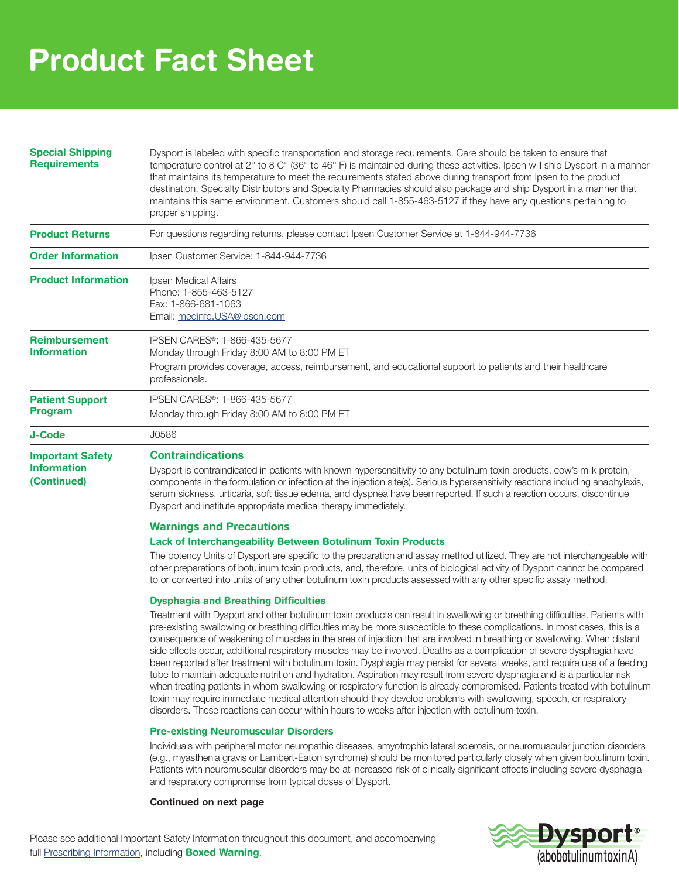# Product Fact Sheet

| | |
|---|---|
| **Special Shipping Requirements** | Dysport is labeled with specific transportation and storage requirements. Care should be taken to ensure that temperature control at 2° to 8 C° (36° to 46° F) is maintained during these activities. Ipsen will ship Dysport in a manner that maintains its temperature to meet the requirements stated above during transport from Ipsen to the product destination. Specialty Distributors and Specialty Pharmacies should also package and ship Dysport in a manner that maintains this same environment. Customers should call 1-855-463-5127 if they have any questions pertaining to proper shipping. |
| **Product Returns** | For questions regarding returns, please contact Ipsen Customer Service at 1-844-944-7736 |
| **Order Information** | Ipsen Customer Service: 1-844-944-7736 |
| **Product Information** | Ipsen Medical Affairs<br>Phone: 1-855-463-5127<br>Fax: 1-866-681-1063<br>Email: medinfo.USA@ipsen.com |
| **Reimbursement Information** | IPSEN CARES®: 1-866-435-5677<br>Monday through Friday 8:00 AM to 8:00 PM ET<br>Program provides coverage, access, reimbursement, and educational support to patients and their healthcare professionals. |
| **Patient Support Program** | IPSEN CARES®: 1-866-435-5677<br>Monday through Friday 8:00 AM to 8:00 PM ET |
| **J-Code** | J0586 |

## Important Safety Information (Continued)

### Contraindications

Dysport is contraindicated in patients with known hypersensitivity to any botulinum toxin products, cow's milk protein, components in the formulation or infection at the injection site(s). Serious hypersensitivity reactions including anaphylaxis, serum sickness, urticaria, soft tissue edema, and dyspnea have been reported. If such a reaction occurs, discontinue Dysport and institute appropriate medical therapy immediately.

### Warnings and Precautions

#### Lack of Interchangeability Between Botulinum Toxin Products

The potency Units of Dysport are specific to the preparation and assay method utilized. They are not interchangeable with other preparations of botulinum toxin products, and, therefore, units of biological activity of Dysport cannot be compared to or converted into units of any other botulinum toxin products assessed with any other specific assay method.

#### Dysphagia and Breathing Difficulties

Treatment with Dysport and other botulinum toxin products can result in swallowing or breathing difficulties. Patients with pre-existing swallowing or breathing difficulties may be more susceptible to these complications. In most cases, this is a consequence of weakening of muscles in the area of injection that are involved in breathing or swallowing. When distant side effects occur, additional respiratory muscles may be involved. Deaths as a complication of severe dysphagia have been reported after treatment with botulinum toxin. Dysphagia may persist for several weeks, and require use of a feeding tube to maintain adequate nutrition and hydration. Aspiration may result from severe dysphagia and is a particular risk when treating patients in whom swallowing or respiratory function is already compromised. Patients treated with botulinum toxin may require immediate medical attention should they develop problems with swallowing, speech, or respiratory disorders. These reactions can occur within hours to weeks after injection with botulinum toxin.

#### Pre-existing Neuromuscular Disorders

Individuals with peripheral motor neuropathic diseases, amyotrophic lateral sclerosis, or neuromuscular junction disorders (e.g., myasthenia gravis or Lambert-Eaton syndrome) should be monitored particularly closely when given botulinum toxin. Patients with neuromuscular disorders may be at increased risk of clinically significant effects including severe dysphagia and respiratory compromise from typical doses of Dysport.

**Continued on next page**

Please see additional Important Safety Information throughout this document, and accompanying full Prescribing Information, including **Boxed Warning**.

Dysport® (abobotulinumtoxinA)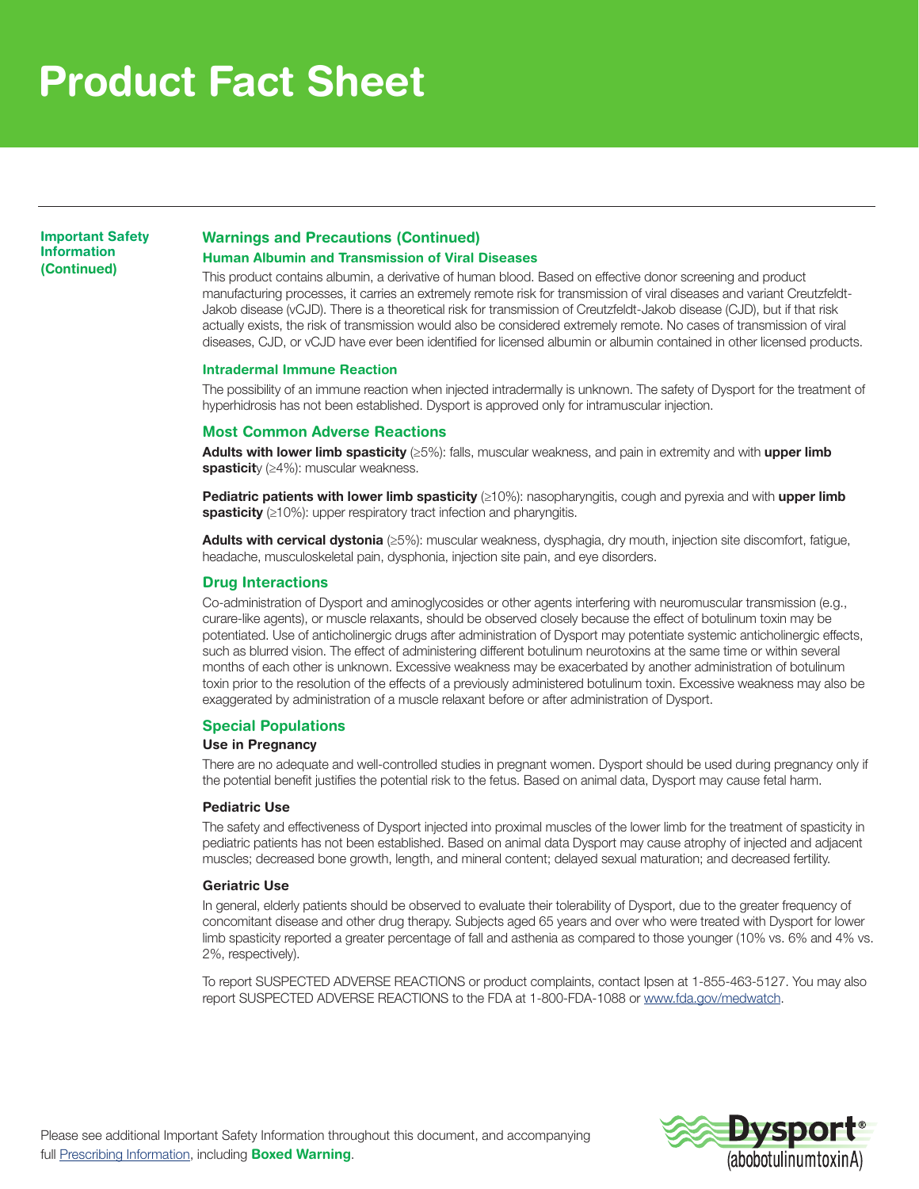# Product Fact Sheet

**Important Safety Information (Continued)**

## Warnings and Precautions (Continued)

### Human Albumin and Transmission of Viral Diseases

This product contains albumin, a derivative of human blood. Based on effective donor screening and product manufacturing processes, it carries an extremely remote risk for transmission of viral diseases and variant Creutzfeldt-Jakob disease (vCJD). There is a theoretical risk for transmission of Creutzfeldt-Jakob disease (CJD), but if that risk actually exists, the risk of transmission would also be considered extremely remote. No cases of transmission of viral diseases, CJD, or vCJD have ever been identified for licensed albumin or albumin contained in other licensed products.

### Intradermal Immune Reaction

The possibility of an immune reaction when injected intradermally is unknown. The safety of Dysport for the treatment of hyperhidrosis has not been established. Dysport is approved only for intramuscular injection.

## Most Common Adverse Reactions

**Adults with lower limb spasticity** (≥5%): falls, muscular weakness, and pain in extremity and with **upper limb spasticit**y (≥4%): muscular weakness.

**Pediatric patients with lower limb spasticity** (≥10%): nasopharyngitis, cough and pyrexia and with **upper limb spasticity** (≥10%): upper respiratory tract infection and pharyngitis.

**Adults with cervical dystonia** (≥5%): muscular weakness, dysphagia, dry mouth, injection site discomfort, fatigue, headache, musculoskeletal pain, dysphonia, injection site pain, and eye disorders.

## Drug Interactions

Co-administration of Dysport and aminoglycosides or other agents interfering with neuromuscular transmission (e.g., curare-like agents), or muscle relaxants, should be observed closely because the effect of botulinum toxin may be potentiated. Use of anticholinergic drugs after administration of Dysport may potentiate systemic anticholinergic effects, such as blurred vision. The effect of administering different botulinum neurotoxins at the same time or within several months of each other is unknown. Excessive weakness may be exacerbated by another administration of botulinum toxin prior to the resolution of the effects of a previously administered botulinum toxin. Excessive weakness may also be exaggerated by administration of a muscle relaxant before or after administration of Dysport.

## Special Populations

### Use in Pregnancy

There are no adequate and well-controlled studies in pregnant women. Dysport should be used during pregnancy only if the potential benefit justifies the potential risk to the fetus. Based on animal data, Dysport may cause fetal harm.

### Pediatric Use

The safety and effectiveness of Dysport injected into proximal muscles of the lower limb for the treatment of spasticity in pediatric patients has not been established. Based on animal data Dysport may cause atrophy of injected and adjacent muscles; decreased bone growth, length, and mineral content; delayed sexual maturation; and decreased fertility.

### Geriatric Use

In general, elderly patients should be observed to evaluate their tolerability of Dysport, due to the greater frequency of concomitant disease and other drug therapy. Subjects aged 65 years and over who were treated with Dysport for lower limb spasticity reported a greater percentage of fall and asthenia as compared to those younger (10% vs. 6% and 4% vs. 2%, respectively).

To report SUSPECTED ADVERSE REACTIONS or product complaints, contact Ipsen at 1-855-463-5127. You may also report SUSPECTED ADVERSE REACTIONS to the FDA at 1-800-FDA-1088 or www.fda.gov/medwatch.

Please see additional Important Safety Information throughout this document, and accompanying full Prescribing Information, including **Boxed Warning**.

Dysport® (abobotulinumtoxinA)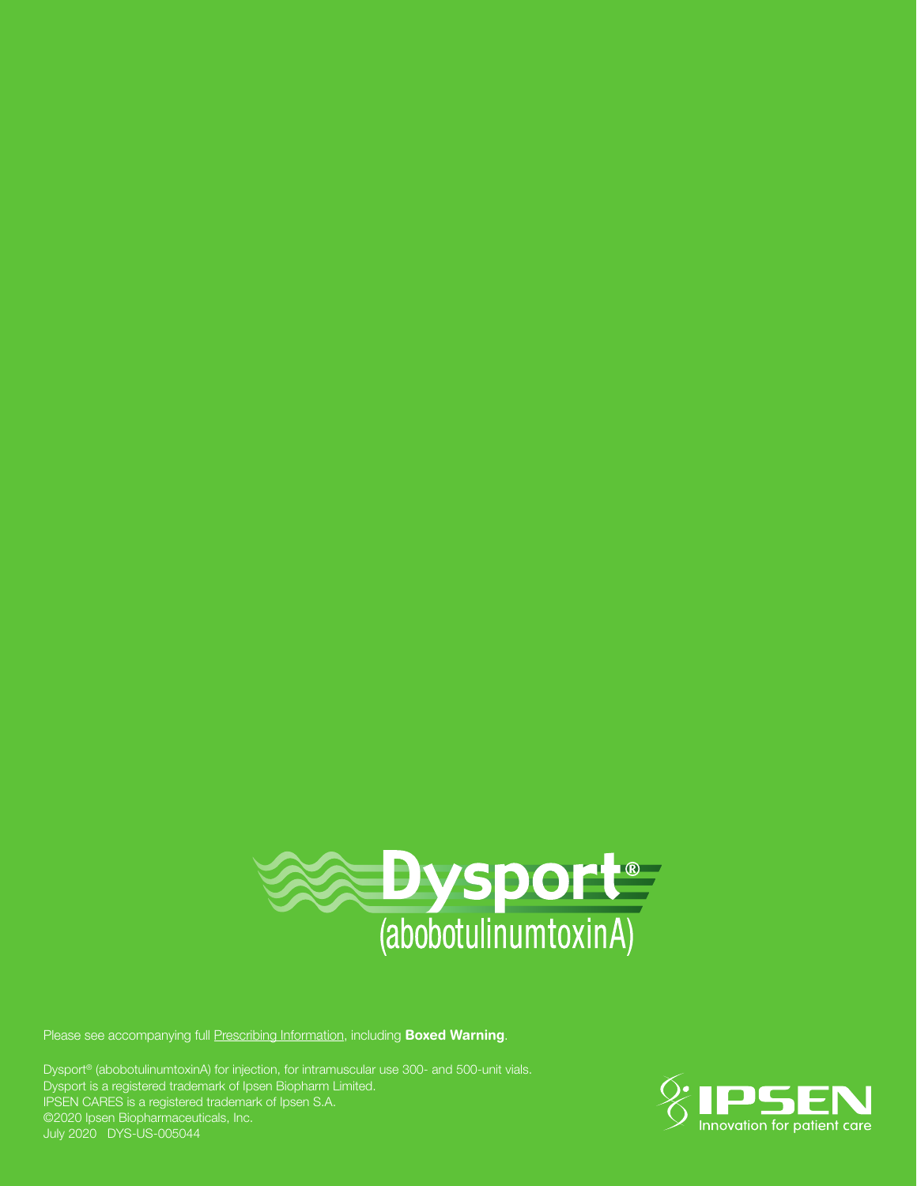**Dysport®**
(abobotulinumtoxinA)

Please see accompanying full Prescribing Information, including **Boxed Warning**.

Dysport® (abobotulinumtoxinA) for injection, for intramuscular use 300- and 500-unit vials.
Dysport is a registered trademark of Ipsen Biopharm Limited.
IPSEN CARES is a registered trademark of Ipsen S.A.
©2020 Ipsen Biopharmaceuticals, Inc.
July 2020 DYS-US-005044

IPSEN
Innovation for patient care